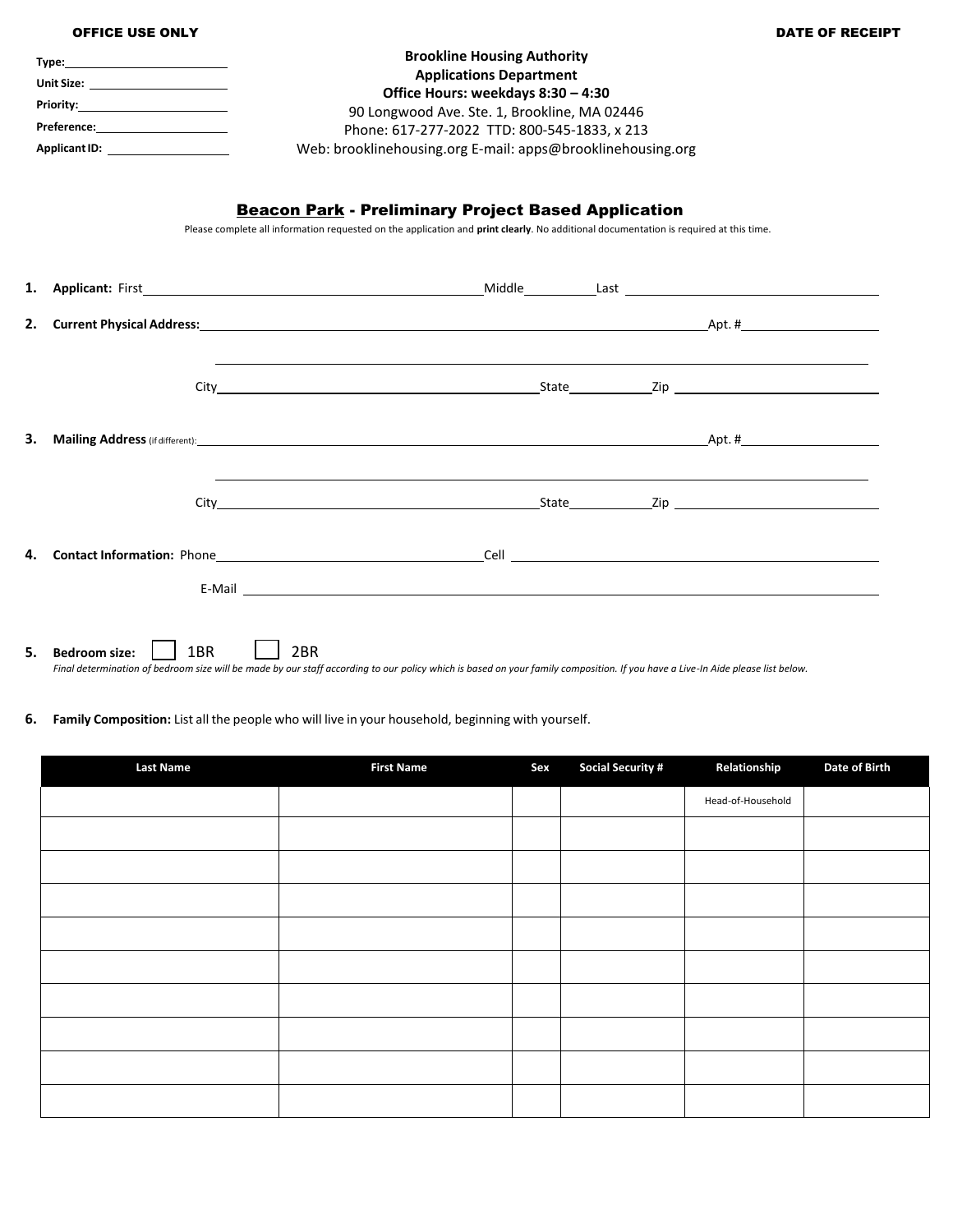OFFICE USE ONLY

Type: ____________________
Unit Size: ____________________
Priority: ____________________
Preference: ____________________
Applicant ID: ____________________

DATE OF RECEIPT

**Brookline Housing Authority**
**Applications Department**
**Office Hours: weekdays 8:30 – 4:30**
90 Longwood Ave. Ste. 1, Brookline, MA 02446
Phone: 617-277-2022 TTD: 800-545-1833, x 213
Web: brooklinehousing.org E-mail: apps@brooklinehousing.org

## Beacon Park - Preliminary Project Based Application

Please complete all information requested on the application and **print clearly**. No additional documentation is required at this time.

1. **Applicant:** First ____________________ Middle __________ Last ____________________

2. **Current Physical Address:** ________________________________________ Apt. # __________

   ________________________________________

   City ____________________ State __________ Zip ____________________

3. **Mailing Address** (if different): ________________________________________ Apt. # __________

   ________________________________________

   City ____________________ State __________ Zip ____________________

4. **Contact Information:** Phone ____________________ Cell ____________________

   E-Mail ________________________________________

5. **Bedroom size:** ☐ 1BR ☐ 2BR

   *Final determination of bedroom size will be made by our staff according to our policy which is based on your family composition. If you have a Live-In Aide please list below.*

6. **Family Composition:** List all the people who will live in your household, beginning with yourself.

| Last Name | First Name | Sex | Social Security # | Relationship | Date of Birth |
|---|---|---|---|---|---|
| | | | | Head-of-Household | |
| | | | | | |
| | | | | | |
| | | | | | |
| | | | | | |
| | | | | | |
| | | | | | |
| | | | | | |
| | | | | | |
| | | | | | |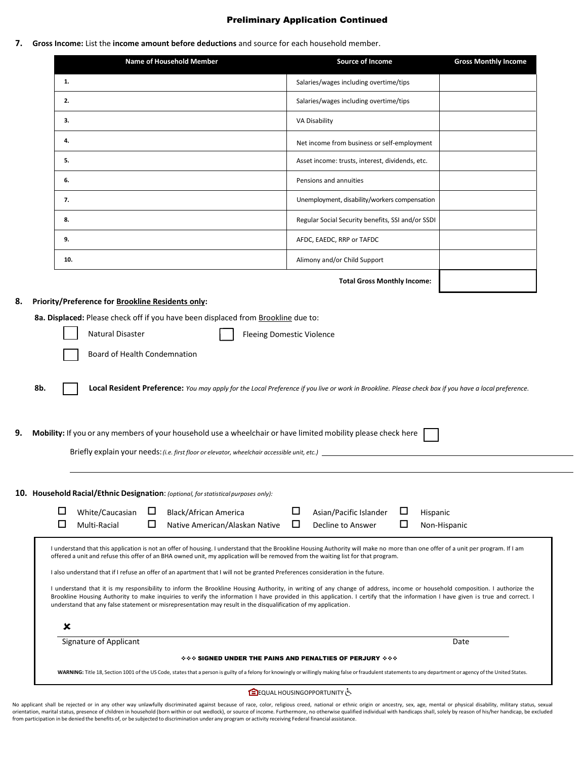## Preliminary Application Continued

**7. Gross Income:** List the **income amount before deductions** and source for each household member.

| Name of Household Member | Source of Income | Gross Monthly Income |
|---|---|---|
| 1. | Salaries/wages including overtime/tips | |
| 2. | Salaries/wages including overtime/tips | |
| 3. | VA Disability | |
| 4. | Net income from business or self-employment | |
| 5. | Asset income: trusts, interest, dividends, etc. | |
| 6. | Pensions and annuities | |
| 7. | Unemployment, disability/workers compensation | |
| 8. | Regular Social Security benefits, SSI and/or SSDI | |
| 9. | AFDC, EAEDC, RRP or TAFDC | |
| 10. | Alimony and/or Child Support | |
| | **Total Gross Monthly Income:** | |

**8. Priority/Preference for Brookline Residents only:**

**8a. Displaced:** Please check off if you have been displaced from Brookline due to:

☐ Natural Disaster ☐ Fleeing Domestic Violence

☐ Board of Health Condemnation

**8b.** ☐ **Local Resident Preference:** *You may apply for the Local Preference if you live or work in Brookline. Please check box if you have a local preference.*

**9. Mobility:** If you or any members of your household use a wheelchair or have limited mobility please check here ☐

Briefly explain your needs: *(i.e. first floor or elevator, wheelchair accessible unit, etc.)* ______________________

______________________

**10. Household Racial/Ethnic Designation**: *(optional, for statistical purposes only)*:

☐ White/Caucasian ☐ Black/African America ☐ Asian/Pacific Islander ☐ Hispanic

☐ Multi-Racial ☐ Native American/Alaskan Native ☐ Decline to Answer ☐ Non-Hispanic

I understand that this application is not an offer of housing. I understand that the Brookline Housing Authority will make no more than one offer of a unit per program. If I am offered a unit and refuse this offer of an BHA owned unit, my application will be removed from the waiting list for that program.

I also understand that if I refuse an offer of an apartment that I will not be granted Preferences consideration in the future.

I understand that it is my responsibility to inform the Brookline Housing Authority, in writing of any change of address, income or household composition. I authorize the Brookline Housing Authority to make inquiries to verify the information I have provided in this application. I certify that the information I have given is true and correct. I understand that any false statement or misrepresentation may result in the disqualification of my application.

✘ ______________________________________________

Signature of Applicant Date

**❖❖❖ SIGNED UNDER THE PAINS AND PENALTIES OF PERJURY ❖❖❖**

**WARNING:** Title 18, Section 1001 of the US Code, states that a person is guilty of a felony for knowingly or willingly making false or fraudulent statements to any department or agency of the United States.

EQUAL HOUSING OPPORTUNITY

No applicant shall be rejected or in any other way unlawfully discriminated against because of race, color, religious creed, national or ethnic origin or ancestry, sex, age, mental or physical disability, military status, sexual orientation, marital status, presence of children in household (born within or out wedlock), or source of income. Furthermore, no otherwise qualified individual with handicaps shall, solely by reason of his/her handicap, be excluded from participation in be denied the benefits of, or be subjected to discrimination under any program or activity receiving Federal financial assistance.